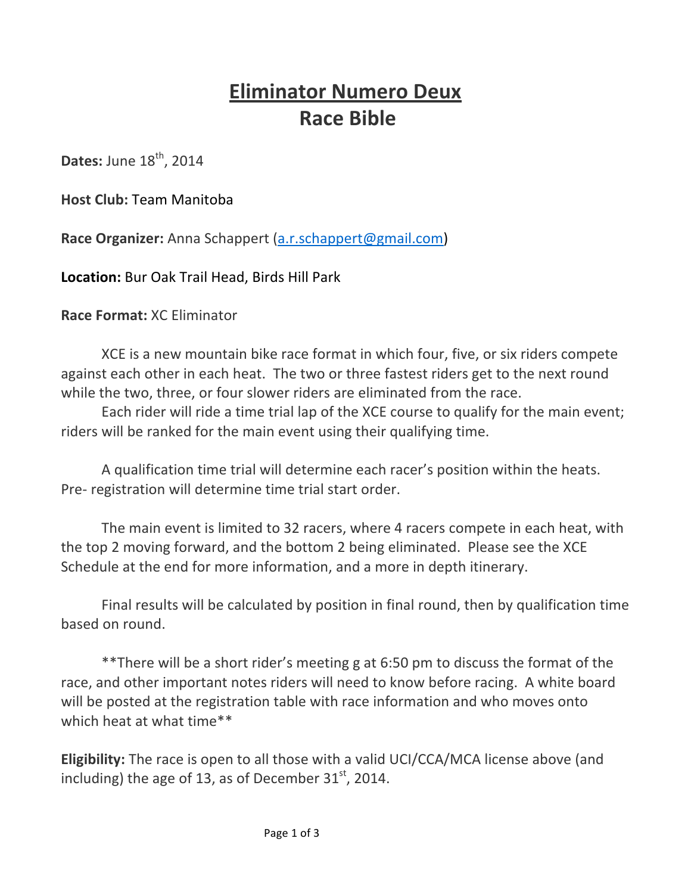# Eliminator Numero Deux
# Race Bible

**Dates:** June 18th, 2014

**Host Club:** Team Manitoba

**Race Organizer:** Anna Schappert (a.r.schappert@gmail.com)

**Location:** Bur Oak Trail Head, Birds Hill Park

**Race Format:** XC Eliminator

XCE is a new mountain bike race format in which four, five, or six riders compete against each other in each heat. The two or three fastest riders get to the next round while the two, three, or four slower riders are eliminated from the race.

Each rider will ride a time trial lap of the XCE course to qualify for the main event; riders will be ranked for the main event using their qualifying time.

A qualification time trial will determine each racer's position within the heats. Pre- registration will determine time trial start order.

The main event is limited to 32 racers, where 4 racers compete in each heat, with the top 2 moving forward, and the bottom 2 being eliminated. Please see the XCE Schedule at the end for more information, and a more in depth itinerary.

Final results will be calculated by position in final round, then by qualification time based on round.

**There will be a short rider's meeting g at 6:50 pm to discuss the format of the race, and other important notes riders will need to know before racing. A white board will be posted at the registration table with race information and who moves onto which heat at what time**

**Eligibility:** The race is open to all those with a valid UCI/CCA/MCA license above (and including) the age of 13, as of December 31st, 2014.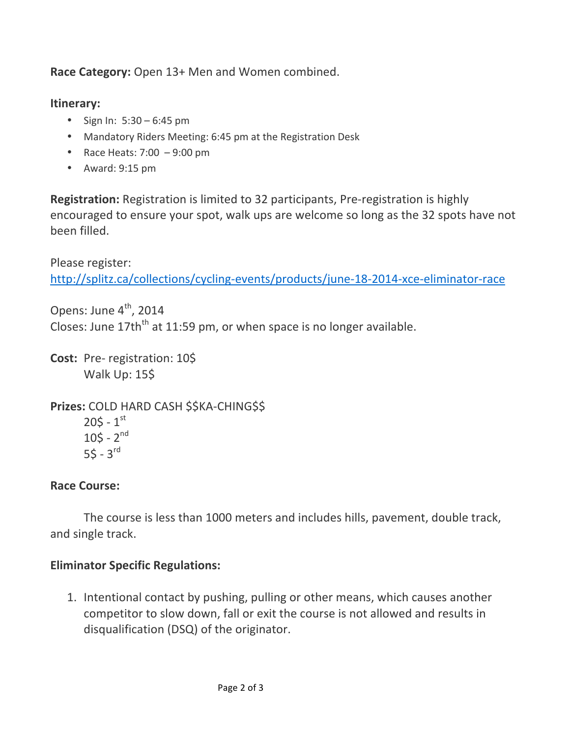**Race Category:** Open 13+ Men and Women combined.

**Itinerary:**

- Sign In: 5:30 – 6:45 pm
- Mandatory Riders Meeting: 6:45 pm at the Registration Desk
- Race Heats: 7:00 – 9:00 pm
- Award: 9:15 pm

**Registration:** Registration is limited to 32 participants, Pre-registration is highly encouraged to ensure your spot, walk ups are welcome so long as the 32 spots have not been filled.

Please register:
http://splitz.ca/collections/cycling-events/products/june-18-2014-xce-eliminator-race

Opens: June 4th, 2014
Closes: June 17thth at 11:59 pm, or when space is no longer available.

**Cost:** Pre- registration: 10$
Walk Up: 15$

**Prizes:** COLD HARD CASH $$KA-CHING$$
20$ - 1st
10$ - 2nd
5$ - 3rd

**Race Course:**

The course is less than 1000 meters and includes hills, pavement, double track, and single track.

**Eliminator Specific Regulations:**

1. Intentional contact by pushing, pulling or other means, which causes another competitor to slow down, fall or exit the course is not allowed and results in disqualification (DSQ) of the originator.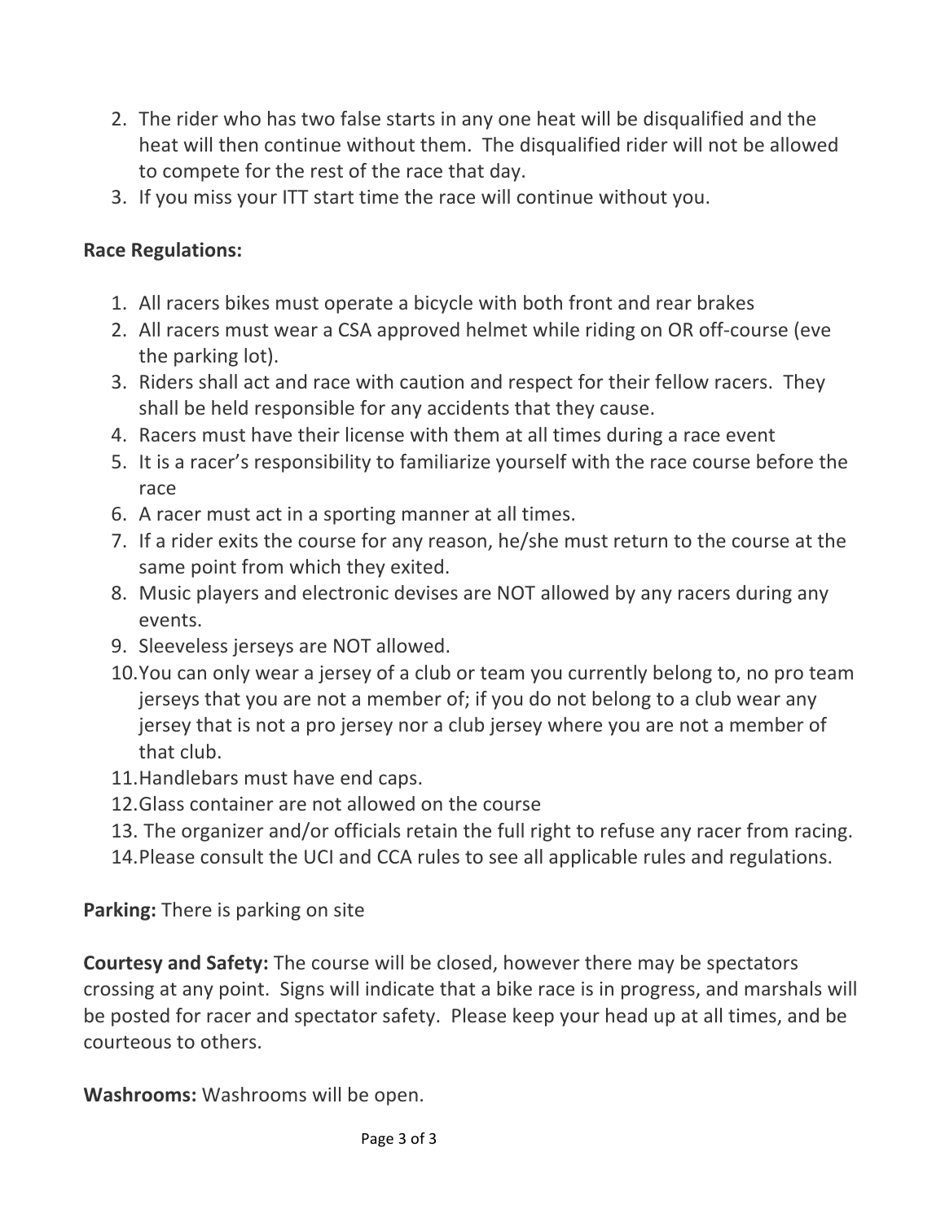2. The rider who has two false starts in any one heat will be disqualified and the heat will then continue without them. The disqualified rider will not be allowed to compete for the rest of the race that day.
3. If you miss your ITT start time the race will continue without you.

**Race Regulations:**

1. All racers bikes must operate a bicycle with both front and rear brakes
2. All racers must wear a CSA approved helmet while riding on OR off-course (eve the parking lot).
3. Riders shall act and race with caution and respect for their fellow racers. They shall be held responsible for any accidents that they cause.
4. Racers must have their license with them at all times during a race event
5. It is a racer's responsibility to familiarize yourself with the race course before the race
6. A racer must act in a sporting manner at all times.
7. If a rider exits the course for any reason, he/she must return to the course at the same point from which they exited.
8. Music players and electronic devises are NOT allowed by any racers during any events.
9. Sleeveless jerseys are NOT allowed.
10. You can only wear a jersey of a club or team you currently belong to, no pro team jerseys that you are not a member of; if you do not belong to a club wear any jersey that is not a pro jersey nor a club jersey where you are not a member of that club.
11. Handlebars must have end caps.
12. Glass container are not allowed on the course
13. The organizer and/or officials retain the full right to refuse any racer from racing.
14. Please consult the UCI and CCA rules to see all applicable rules and regulations.

**Parking:** There is parking on site

**Courtesy and Safety:** The course will be closed, however there may be spectators crossing at any point. Signs will indicate that a bike race is in progress, and marshals will be posted for racer and spectator safety. Please keep your head up at all times, and be courteous to others.

**Washrooms:** Washrooms will be open.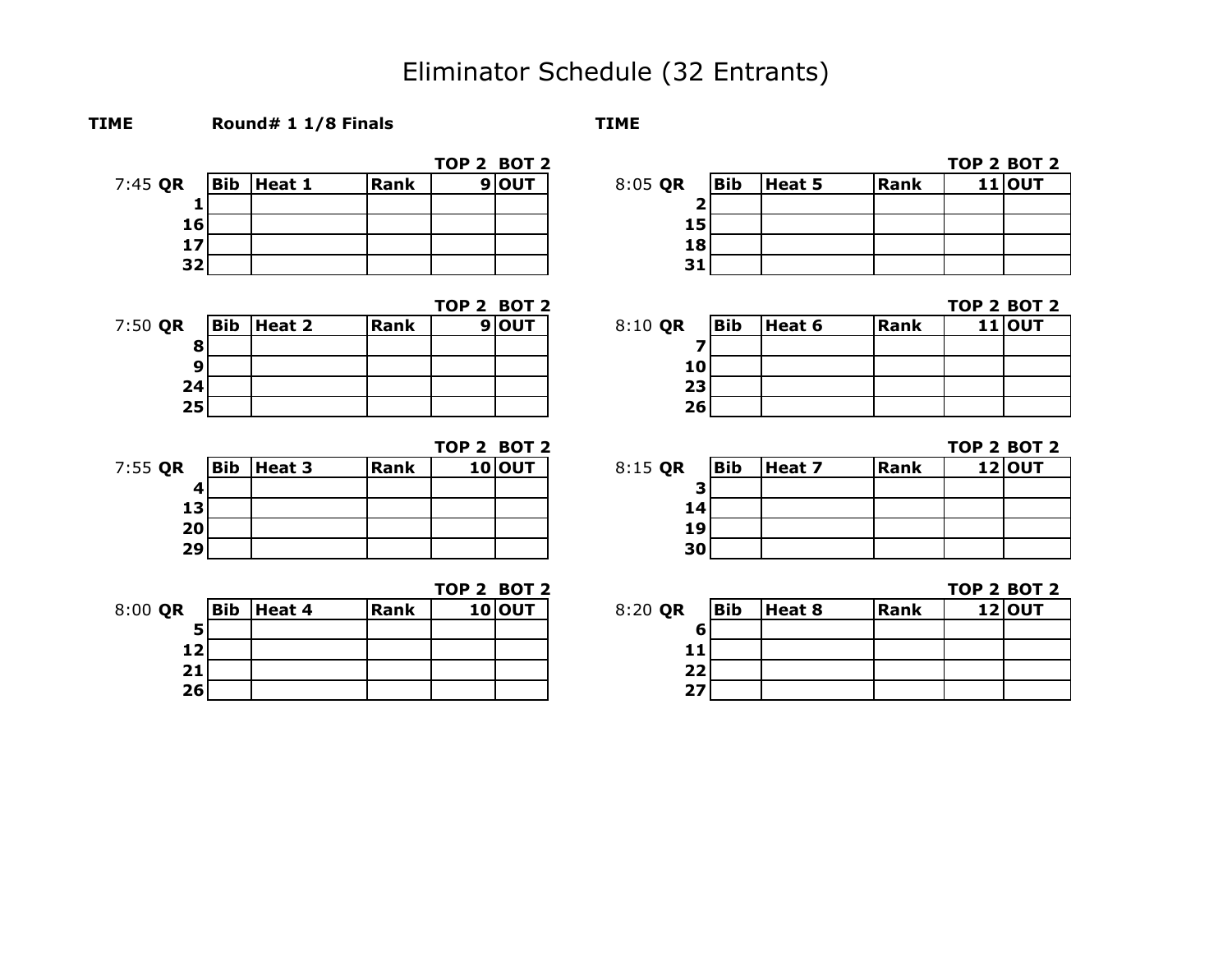# Eliminator Schedule (32 Entrants)

**TIME** **Round# 1 1/8 Finals** **TIME**

| 7:45 **QR** | **Bib** | **Heat 1** | **Rank** | **TOP 2** 9 | **BOT 2** OUT |
|---|---|---|---|---|---|
| **1** | | | | | |
| **16** | | | | | |
| **17** | | | | | |
| **32** | | | | | |

| 7:50 **QR** | **Bib** | **Heat 2** | **Rank** | **TOP 2** 9 | **BOT 2** OUT |
|---|---|---|---|---|---|
| **8** | | | | | |
| **9** | | | | | |
| **24** | | | | | |
| **25** | | | | | |

| 7:55 **QR** | **Bib** | **Heat 3** | **Rank** | **TOP 2** 10 | **BOT 2** OUT |
|---|---|---|---|---|---|
| **4** | | | | | |
| **13** | | | | | |
| **20** | | | | | |
| **29** | | | | | |

| 8:00 **QR** | **Bib** | **Heat 4** | **Rank** | **TOP 2** 10 | **BOT 2** OUT |
|---|---|---|---|---|---|
| **5** | | | | | |
| **12** | | | | | |
| **21** | | | | | |
| **26** | | | | | |

| 8:05 **QR** | **Bib** | **Heat 5** | **Rank** | **TOP 2** 11 | **BOT 2** OUT |
|---|---|---|---|---|---|
| **2** | | | | | |
| **15** | | | | | |
| **18** | | | | | |
| **31** | | | | | |

| 8:10 **QR** | **Bib** | **Heat 6** | **Rank** | **TOP 2** 11 | **BOT 2** OUT |
|---|---|---|---|---|---|
| **7** | | | | | |
| **10** | | | | | |
| **23** | | | | | |
| **26** | | | | | |

| 8:15 **QR** | **Bib** | **Heat 7** | **Rank** | **TOP 2** 12 | **BOT 2** OUT |
|---|---|---|---|---|---|
| **3** | | | | | |
| **14** | | | | | |
| **19** | | | | | |
| **30** | | | | | |

| 8:20 **QR** | **Bib** | **Heat 8** | **Rank** | **TOP 2** 12 | **BOT 2** OUT |
|---|---|---|---|---|---|
| **6** | | | | | |
| **11** | | | | | |
| **22** | | | | | |
| **27** | | | | | |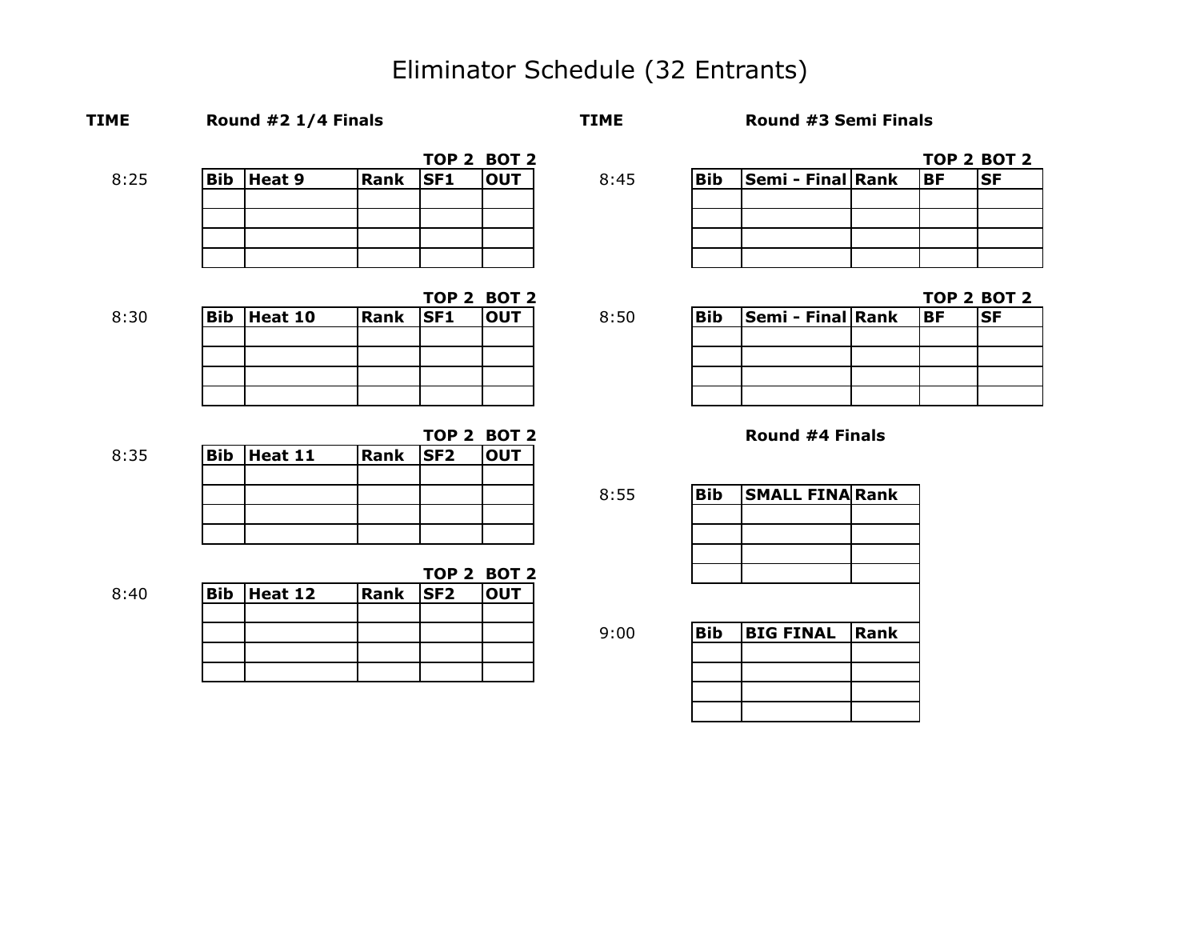# Eliminator Schedule (32 Entrants)

**TIME** **Round #2 1/4 Finals**

8:25

| Bib | Heat 9 | Rank | SF1 (TOP 2) | OUT (BOT 2) |
|---|---|---|---|---|
| | | | | |
| | | | | |
| | | | | |
| | | | | |

8:30

| Bib | Heat 10 | Rank | SF1 (TOP 2) | OUT (BOT 2) |
|---|---|---|---|---|
| | | | | |
| | | | | |
| | | | | |
| | | | | |

8:35

| Bib | Heat 11 | Rank | SF2 (TOP 2) | OUT (BOT 2) |
|---|---|---|---|---|
| | | | | |
| | | | | |
| | | | | |
| | | | | |

8:40

| Bib | Heat 12 | Rank | SF2 (TOP 2) | OUT (BOT 2) |
|---|---|---|---|---|
| | | | | |
| | | | | |
| | | | | |
| | | | | |

**TIME** **Round #3 Semi Finals**

8:45

| Bib | Semi - Final | Rank | BF (TOP 2) | SF (BOT 2) |
|---|---|---|---|---|
| | | | | |
| | | | | |
| | | | | |
| | | | | |

8:50

| Bib | Semi - Final | Rank | BF (TOP 2) | SF (BOT 2) |
|---|---|---|---|---|
| | | | | |
| | | | | |
| | | | | |
| | | | | |

**Round #4 Finals**

8:55

| Bib | SMALL FINA | Rank |
|---|---|---|
| | | |
| | | |
| | | |
| | | |

9:00

| Bib | BIG FINAL | Rank |
|---|---|---|
| | | |
| | | |
| | | |
| | | |